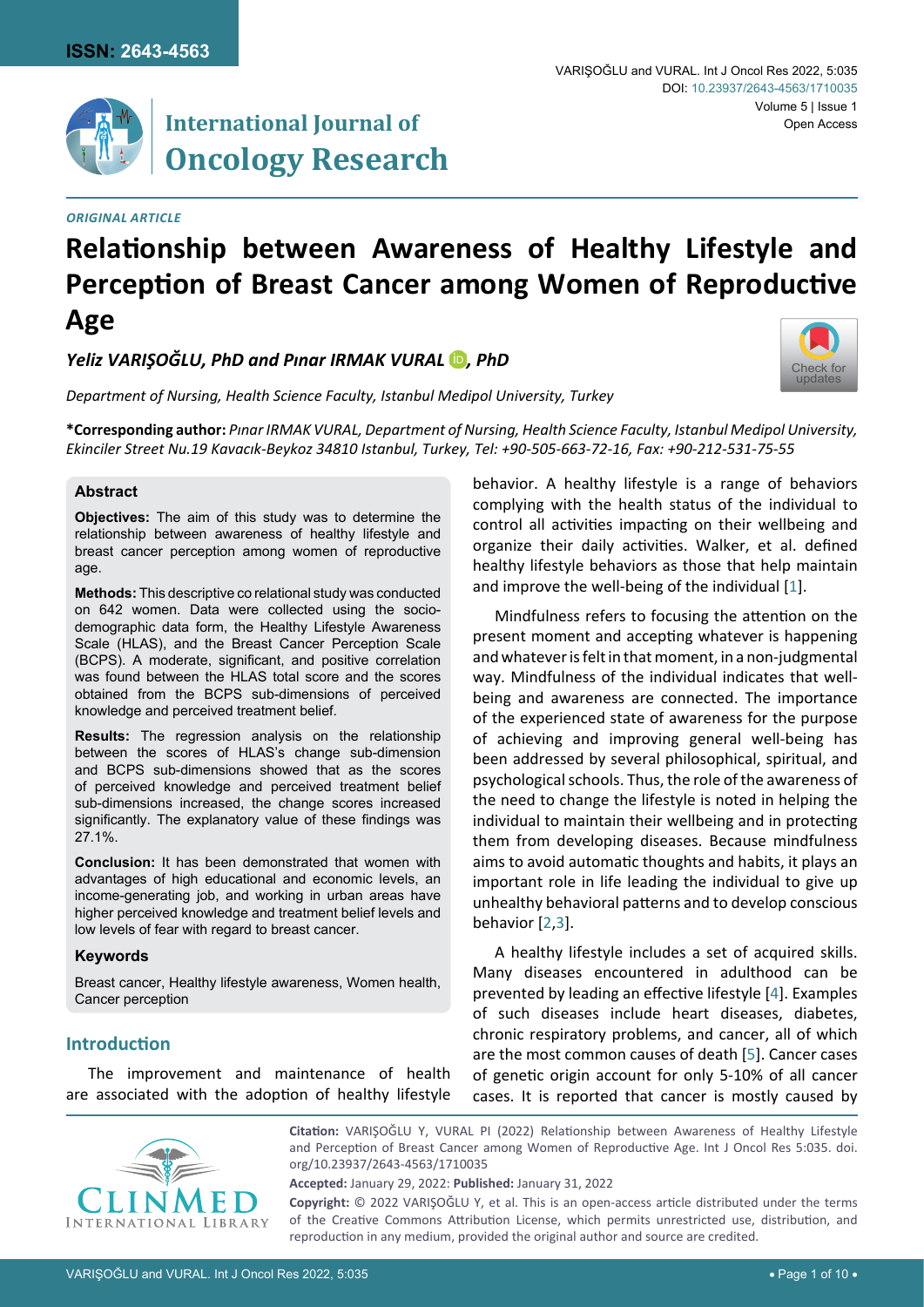*ORIGINAL ARTICLE*

# Relationship between Awareness of Healthy Lifestyle and Perception of Breast Cancer among Women of Reproductive Age

***Yeliz VARIŞOĞLU, PhD and Pınar IRMAK VURAL, PhD***

*Department of Nursing, Health Science Faculty, Istanbul Medipol University, Turkey*

**\*Corresponding author:** *Pınar IRMAK VURAL, Department of Nursing, Health Science Faculty, Istanbul Medipol University, Ekinciler Street Nu.19 Kavacık-Beykoz 34810 Istanbul, Turkey, Tel: +90-505-663-72-16, Fax: +90-212-531-75-55*

### Abstract

**Objectives:** The aim of this study was to determine the relationship between awareness of healthy lifestyle and breast cancer perception among women of reproductive age.

**Methods:** This descriptive co relational study was conducted on 642 women. Data were collected using the socio-demographic data form, the Healthy Lifestyle Awareness Scale (HLAS), and the Breast Cancer Perception Scale (BCPS). A moderate, significant, and positive correlation was found between the HLAS total score and the scores obtained from the BCPS sub-dimensions of perceived knowledge and perceived treatment belief.

**Results:** The regression analysis on the relationship between the scores of HLAS's change sub-dimension and BCPS sub-dimensions showed that as the scores of perceived knowledge and perceived treatment belief sub-dimensions increased, the change scores increased significantly. The explanatory value of these findings was 27.1%.

**Conclusion:** It has been demonstrated that women with advantages of high educational and economic levels, an income-generating job, and working in urban areas have higher perceived knowledge and treatment belief levels and low levels of fear with regard to breast cancer.

### Keywords

Breast cancer, Healthy lifestyle awareness, Women health, Cancer perception

## Introduction

The improvement and maintenance of health are associated with the adoption of healthy lifestyle behavior. A healthy lifestyle is a range of behaviors complying with the health status of the individual to control all activities impacting on their wellbeing and organize their daily activities. Walker, et al. defined healthy lifestyle behaviors as those that help maintain and improve the well-being of the individual [1].

Mindfulness refers to focusing the attention on the present moment and accepting whatever is happening and whatever is felt in that moment, in a non-judgmental way. Mindfulness of the individual indicates that well-being and awareness are connected. The importance of the experienced state of awareness for the purpose of achieving and improving general well-being has been addressed by several philosophical, spiritual, and psychological schools. Thus, the role of the awareness of the need to change the lifestyle is noted in helping the individual to maintain their wellbeing and in protecting them from developing diseases. Because mindfulness aims to avoid automatic thoughts and habits, it plays an important role in life leading the individual to give up unhealthy behavioral patterns and to develop conscious behavior [2,3].

A healthy lifestyle includes a set of acquired skills. Many diseases encountered in adulthood can be prevented by leading an effective lifestyle [4]. Examples of such diseases include heart diseases, diabetes, chronic respiratory problems, and cancer, all of which are the most common causes of death [5]. Cancer cases of genetic origin account for only 5-10% of all cancer cases. It is reported that cancer is mostly caused by

**Citation:** VARIŞOĞLU Y, VURAL PI (2022) Relationship between Awareness of Healthy Lifestyle and Perception of Breast Cancer among Women of Reproductive Age. Int J Oncol Res 5:035. doi.org/10.23937/2643-4563/1710035

**Accepted:** January 29, 2022: **Published:** January 31, 2022

**Copyright:** © 2022 VARIŞOĞLU Y, et al. This is an open-access article distributed under the terms of the Creative Commons Attribution License, which permits unrestricted use, distribution, and reproduction in any medium, provided the original author and source are credited.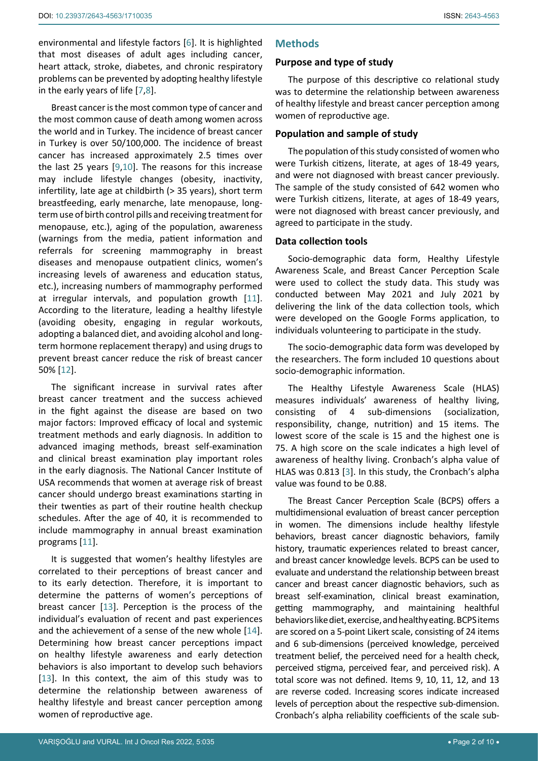environmental and lifestyle factors [6]. It is highlighted that most diseases of adult ages including cancer, heart attack, stroke, diabetes, and chronic respiratory problems can be prevented by adopting healthy lifestyle in the early years of life [7,8].

Breast cancer is the most common type of cancer and the most common cause of death among women across the world and in Turkey. The incidence of breast cancer in Turkey is over 50/100,000. The incidence of breast cancer has increased approximately 2.5 times over the last 25 years [9,10]. The reasons for this increase may include lifestyle changes (obesity, inactivity, infertility, late age at childbirth (> 35 years), short term breastfeeding, early menarche, late menopause, long-term use of birth control pills and receiving treatment for menopause, etc.), aging of the population, awareness (warnings from the media, patient information and referrals for screening mammography in breast diseases and menopause outpatient clinics, women's increasing levels of awareness and education status, etc.), increasing numbers of mammography performed at irregular intervals, and population growth [11]. According to the literature, leading a healthy lifestyle (avoiding obesity, engaging in regular workouts, adopting a balanced diet, and avoiding alcohol and long-term hormone replacement therapy) and using drugs to prevent breast cancer reduce the risk of breast cancer 50% [12].

The significant increase in survival rates after breast cancer treatment and the success achieved in the fight against the disease are based on two major factors: Improved efficacy of local and systemic treatment methods and early diagnosis. In addition to advanced imaging methods, breast self-examination and clinical breast examination play important roles in the early diagnosis. The National Cancer Institute of USA recommends that women at average risk of breast cancer should undergo breast examinations starting in their twenties as part of their routine health checkup schedules. After the age of 40, it is recommended to include mammography in annual breast examination programs [11].

It is suggested that women's healthy lifestyles are correlated to their perceptions of breast cancer and to its early detection. Therefore, it is important to determine the patterns of women's perceptions of breast cancer [13]. Perception is the process of the individual's evaluation of recent and past experiences and the achievement of a sense of the new whole [14]. Determining how breast cancer perceptions impact on healthy lifestyle awareness and early detection behaviors is also important to develop such behaviors [13]. In this context, the aim of this study was to determine the relationship between awareness of healthy lifestyle and breast cancer perception among women of reproductive age.

## Methods

### Purpose and type of study

The purpose of this descriptive co relational study was to determine the relationship between awareness of healthy lifestyle and breast cancer perception among women of reproductive age.

### Population and sample of study

The population of this study consisted of women who were Turkish citizens, literate, at ages of 18-49 years, and were not diagnosed with breast cancer previously. The sample of the study consisted of 642 women who were Turkish citizens, literate, at ages of 18-49 years, were not diagnosed with breast cancer previously, and agreed to participate in the study.

### Data collection tools

Socio-demographic data form, Healthy Lifestyle Awareness Scale, and Breast Cancer Perception Scale were used to collect the study data. This study was conducted between May 2021 and July 2021 by delivering the link of the data collection tools, which were developed on the Google Forms application, to individuals volunteering to participate in the study.

The socio-demographic data form was developed by the researchers. The form included 10 questions about socio-demographic information.

The Healthy Lifestyle Awareness Scale (HLAS) measures individuals' awareness of healthy living, consisting of 4 sub-dimensions (socialization, responsibility, change, nutrition) and 15 items. The lowest score of the scale is 15 and the highest one is 75. A high score on the scale indicates a high level of awareness of healthy living. Cronbach's alpha value of HLAS was 0.813 [3]. In this study, the Cronbach's alpha value was found to be 0.88.

The Breast Cancer Perception Scale (BCPS) offers a multidimensional evaluation of breast cancer perception in women. The dimensions include healthy lifestyle behaviors, breast cancer diagnostic behaviors, family history, traumatic experiences related to breast cancer, and breast cancer knowledge levels. BCPS can be used to evaluate and understand the relationship between breast cancer and breast cancer diagnostic behaviors, such as breast self-examination, clinical breast examination, getting mammography, and maintaining healthful behaviors like diet, exercise, and healthy eating. BCPS items are scored on a 5-point Likert scale, consisting of 24 items and 6 sub-dimensions (perceived knowledge, perceived treatment belief, the perceived need for a health check, perceived stigma, perceived fear, and perceived risk). A total score was not defined. Items 9, 10, 11, 12, and 13 are reverse coded. Increasing scores indicate increased levels of perception about the respective sub-dimension. Cronbach's alpha reliability coefficients of the scale sub-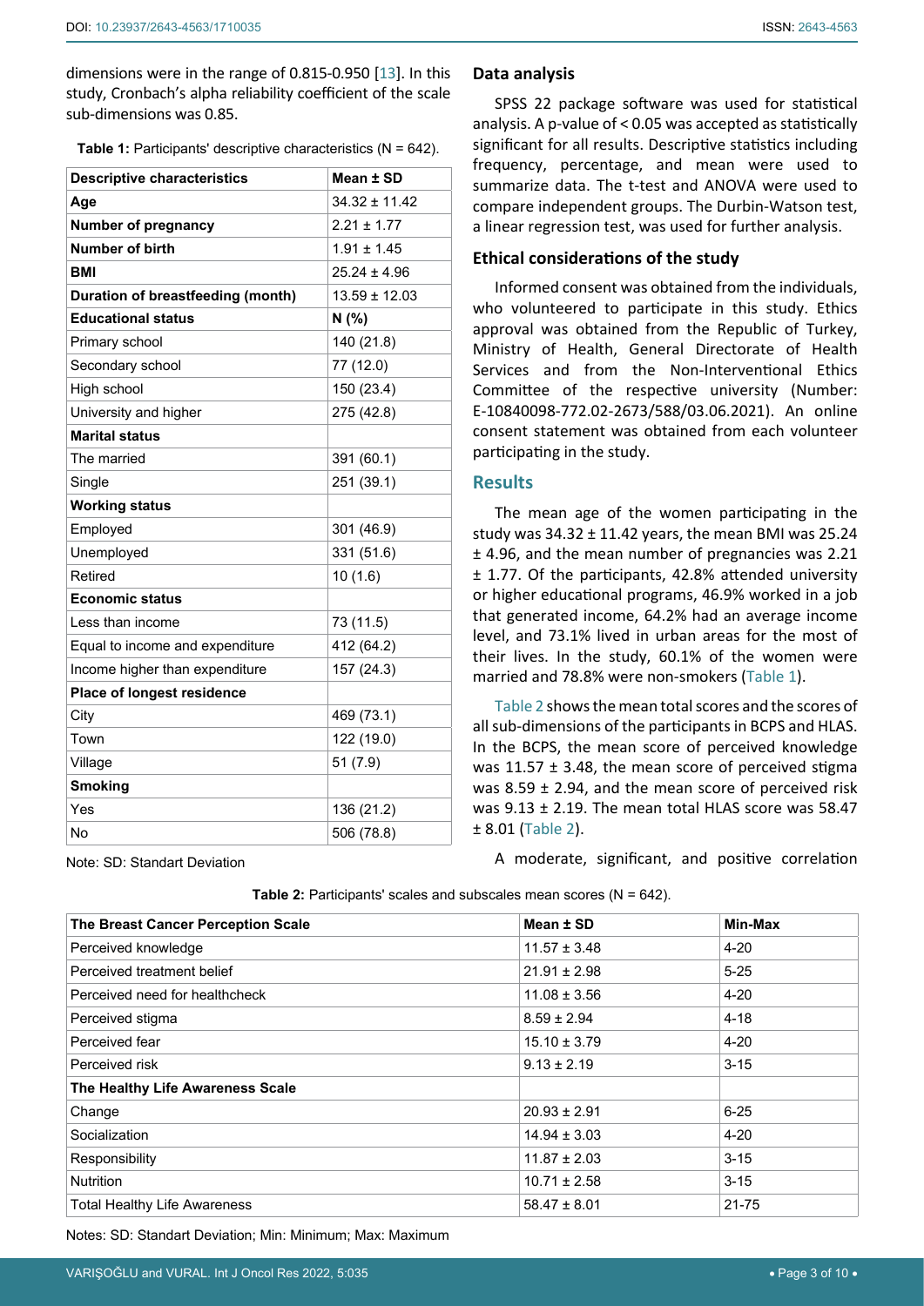dimensions were in the range of 0.815-0.950 [13]. In this study, Cronbach's alpha reliability coefficient of the scale sub-dimensions was 0.85.

**Table 1:** Participants' descriptive characteristics (N = 642).

| Descriptive characteristics | Mean ± SD |
|---|---|
| **Age** | 34.32 ± 11.42 |
| **Number of pregnancy** | 2.21 ± 1.77 |
| **Number of birth** | 1.91 ± 1.45 |
| **BMI** | 25.24 ± 4.96 |
| **Duration of breastfeeding (month)** | 13.59 ± 12.03 |
| **Educational status** | **N (%)** |
| Primary school | 140 (21.8) |
| Secondary school | 77 (12.0) |
| High school | 150 (23.4) |
| University and higher | 275 (42.8) |
| **Marital status** | |
| The married | 391 (60.1) |
| Single | 251 (39.1) |
| **Working status** | |
| Employed | 301 (46.9) |
| Unemployed | 331 (51.6) |
| Retired | 10 (1.6) |
| **Economic status** | |
| Less than income | 73 (11.5) |
| Equal to income and expenditure | 412 (64.2) |
| Income higher than expenditure | 157 (24.3) |
| **Place of longest residence** | |
| City | 469 (73.1) |
| Town | 122 (19.0) |
| Village | 51 (7.9) |
| **Smoking** | |
| Yes | 136 (21.2) |
| No | 506 (78.8) |

Note: SD: Standart Deviation

## Data analysis

SPSS 22 package software was used for statistical analysis. A p-value of < 0.05 was accepted as statistically significant for all results. Descriptive statistics including frequency, percentage, and mean were used to summarize data. The t-test and ANOVA were used to compare independent groups. The Durbin-Watson test, a linear regression test, was used for further analysis.

## Ethical considerations of the study

Informed consent was obtained from the individuals, who volunteered to participate in this study. Ethics approval was obtained from the Republic of Turkey, Ministry of Health, General Directorate of Health Services and from the Non-Interventional Ethics Committee of the respective university (Number: E-10840098-772.02-2673/588/03.06.2021). An online consent statement was obtained from each volunteer participating in the study.

# Results

The mean age of the women participating in the study was 34.32 ± 11.42 years, the mean BMI was 25.24 ± 4.96, and the mean number of pregnancies was 2.21 ± 1.77. Of the participants, 42.8% attended university or higher educational programs, 46.9% worked in a job that generated income, 64.2% had an average income level, and 73.1% lived in urban areas for the most of their lives. In the study, 60.1% of the women were married and 78.8% were non-smokers (Table 1).

Table 2 shows the mean total scores and the scores of all sub-dimensions of the participants in BCPS and HLAS. In the BCPS, the mean score of perceived knowledge was 11.57 ± 3.48, the mean score of perceived stigma was 8.59 ± 2.94, and the mean score of perceived risk was 9.13 ± 2.19. The mean total HLAS score was 58.47 ± 8.01 (Table 2).

A moderate, significant, and positive correlation

**Table 2:** Participants' scales and subscales mean scores (N = 642).

| The Breast Cancer Perception Scale | Mean ± SD | Min-Max |
|---|---|---|
| Perceived knowledge | 11.57 ± 3.48 | 4-20 |
| Perceived treatment belief | 21.91 ± 2.98 | 5-25 |
| Perceived need for healthcheck | 11.08 ± 3.56 | 4-20 |
| Perceived stigma | 8.59 ± 2.94 | 4-18 |
| Perceived fear | 15.10 ± 3.79 | 4-20 |
| Perceived risk | 9.13 ± 2.19 | 3-15 |
| **The Healthy Life Awareness Scale** | | |
| Change | 20.93 ± 2.91 | 6-25 |
| Socialization | 14.94 ± 3.03 | 4-20 |
| Responsibility | 11.87 ± 2.03 | 3-15 |
| Nutrition | 10.71 ± 2.58 | 3-15 |
| Total Healthy Life Awareness | 58.47 ± 8.01 | 21-75 |

Notes: SD: Standart Deviation; Min: Minimum; Max: Maximum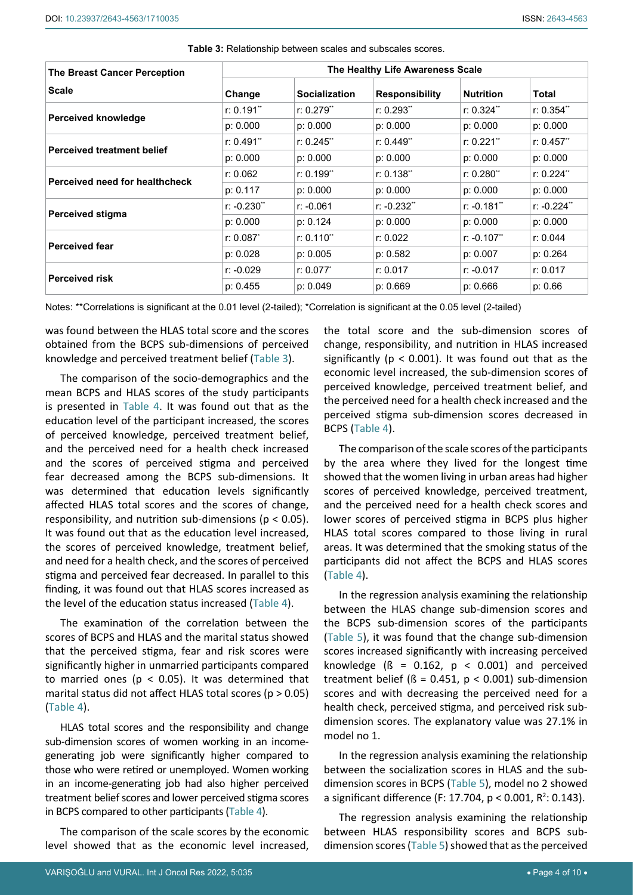**Table 3:** Relationship between scales and subscales scores.

| The Breast Cancer Perception Scale | The Healthy Life Awareness Scale | | | | |
|---|---|---|---|---|---|
| | Change | Socialization | Responsibility | Nutrition | Total |
| Perceived knowledge | r: 0.191** | r: 0.279** | r: 0.293** | r: 0.324** | r: 0.354** |
| | p: 0.000 | p: 0.000 | p: 0.000 | p: 0.000 | p: 0.000 |
| Perceived treatment belief | r: 0.491** | r: 0.245** | r: 0.449** | r: 0.221** | r: 0.457** |
| | p: 0.000 | p: 0.000 | p: 0.000 | p: 0.000 | p: 0.000 |
| Perceived need for healthcheck | r: 0.062 | r: 0.199** | r: 0.138** | r: 0.280** | r: 0.224** |
| | p: 0.117 | p: 0.000 | p: 0.000 | p: 0.000 | p: 0.000 |
| Perceived stigma | r: -0.230** | r: -0.061 | r: -0.232** | r: -0.181** | r: -0.224** |
| | p: 0.000 | p: 0.124 | p: 0.000 | p: 0.000 | p: 0.000 |
| Perceived fear | r: 0.087* | r: 0.110** | r: 0.022 | r: -0.107** | r: 0.044 |
| | p: 0.028 | p: 0.005 | p: 0.582 | p: 0.007 | p: 0.264 |
| Perceived risk | r: -0.029 | r: 0.077* | r: 0.017 | r: -0.017 | r: 0.017 |
| | p: 0.455 | p: 0.049 | p: 0.669 | p: 0.666 | p: 0.66 |

Notes: **Correlations is significant at the 0.01 level (2-tailed); *Correlation is significant at the 0.05 level (2-tailed)

was found between the HLAS total score and the scores obtained from the BCPS sub-dimensions of perceived knowledge and perceived treatment belief (Table 3).

The comparison of the socio-demographics and the mean BCPS and HLAS scores of the study participants is presented in Table 4. It was found out that as the education level of the participant increased, the scores of perceived knowledge, perceived treatment belief, and the perceived need for a health check increased and the scores of perceived stigma and perceived fear decreased among the BCPS sub-dimensions. It was determined that education levels significantly affected HLAS total scores and the scores of change, responsibility, and nutrition sub-dimensions ($p < 0.05$). It was found out that as the education level increased, the scores of perceived knowledge, treatment belief, and need for a health check, and the scores of perceived stigma and perceived fear decreased. In parallel to this finding, it was found out that HLAS scores increased as the level of the education status increased (Table 4).

The examination of the correlation between the scores of BCPS and HLAS and the marital status showed that the perceived stigma, fear and risk scores were significantly higher in unmarried participants compared to married ones ($p < 0.05$). It was determined that marital status did not affect HLAS total scores ($p > 0.05$) (Table 4).

HLAS total scores and the responsibility and change sub-dimension scores of women working in an income-generating job were significantly higher compared to those who were retired or unemployed. Women working in an income-generating job had also higher perceived treatment belief scores and lower perceived stigma scores in BCPS compared to other participants (Table 4).

The comparison of the scale scores by the economic level showed that as the economic level increased, the total score and the sub-dimension scores of change, responsibility, and nutrition in HLAS increased significantly ($p < 0.001$). It was found out that as the economic level increased, the sub-dimension scores of perceived knowledge, perceived treatment belief, and the perceived need for a health check increased and the perceived stigma sub-dimension scores decreased in BCPS (Table 4).

The comparison of the scale scores of the participants by the area where they lived for the longest time showed that the women living in urban areas had higher scores of perceived knowledge, perceived treatment, and the perceived need for a health check scores and lower scores of perceived stigma in BCPS plus higher HLAS total scores compared to those living in rural areas. It was determined that the smoking status of the participants did not affect the BCPS and HLAS scores (Table 4).

In the regression analysis examining the relationship between the HLAS change sub-dimension scores and the BCPS sub-dimension scores of the participants (Table 5), it was found that the change sub-dimension scores increased significantly with increasing perceived knowledge ($\beta = 0.162$, $p < 0.001$) and perceived treatment belief ($\beta = 0.451$, $p < 0.001$) sub-dimension scores and with decreasing the perceived need for a health check, perceived stigma, and perceived risk sub-dimension scores. The explanatory value was 27.1% in model no 1.

In the regression analysis examining the relationship between the socialization scores in HLAS and the sub-dimension scores in BCPS (Table 5), model no 2 showed a significant difference ($F: 17.704$, $p < 0.001$, $R^2: 0.143$).

The regression analysis examining the relationship between HLAS responsibility scores and BCPS sub-dimension scores (Table 5) showed that as the perceived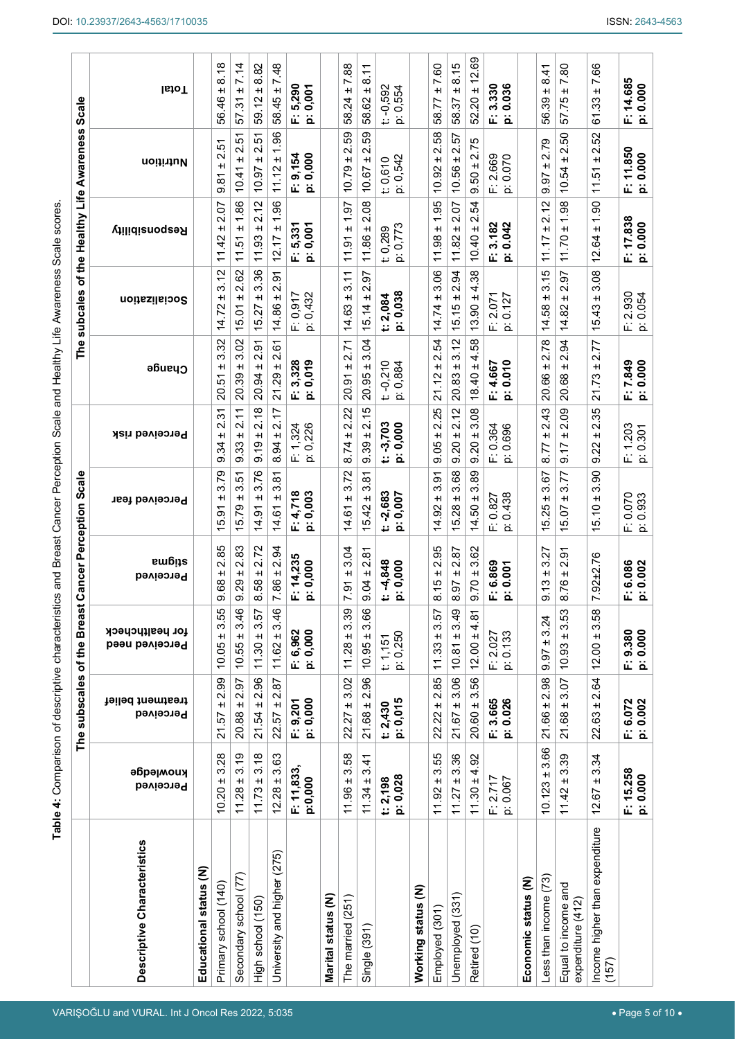**Table 4:** Comparison of descriptive characteristics and Breast Cancer Perception Scale and Healthy Life Awareness Scale scores.

| Descriptive Characteristics | The subscales of the Breast Cancer Perception Scale | | | | | | The subscales of the Healthy Life Awareness Scale | | | | |
|---|---|---|---|---|---|---|---|---|---|---|---|
| | Perceived knowledge | Perceived treatment belief | Perceived need for healthcheck | Perceived stigma | Perceived fear | Perceived risk | Change | Socialization | Responsibility | Nutrition | Total |
| **Educational status (N)** | | | | | | | | | | | |
| Primary school (140) | 10.20 ± 3.28 | 21.57 ± 2.99 | 10.05 ± 3.55 | 9.68 ± 2.85 | 15.91 ± 3.79 | 9.34 ± 2.31 | 20.51 ± 3.32 | 14.72 ± 3.12 | 11.42 ± 2.07 | 9.81 ± 2.51 | 56.46 ± 8.18 |
| Secondary school (77) | 11.28 ± 3.19 | 20.88 ± 2.97 | 10.55 ± 3.46 | 9.29 ± 2.83 | 15.79 ± 3.51 | 9.33 ± 2.11 | 20.39 ± 3.02 | 15.01 ± 2.62 | 11.51 ± 1.86 | 10.41 ± 2.51 | 57.31 ± 7.14 |
| High school (150) | 11.73 ± 3.18 | 21.54 ± 2.96 | 11.30 ± 3.57 | 8.58 ± 2.72 | 14.91 ± 3.76 | 9.19 ± 2.18 | 20.94 ± 2.91 | 15.27 ± 3.36 | 11.93 ± 2.12 | 10.97 ± 2.51 | 59.12 ± 8.82 |
| University and higher (275) | 12.28 ± 3.63 | 22.57 ± 2.87 | 11.62 ± 3.46 | 7.86 ± 2.94 | 14.61 ± 3.81 | 8.94 ± 2.17 | 21.29 ± 2.61 | 14.86 ± 2.91 | 12.17 ± 1.96 | 11.12 ± 1.96 | 58.45 ± 7.48 |
| | **F: 11,833, p:0,000** | **F: 9,201 p: 0,000** | **F: 6,962 p: 0,000** | **F: 14,235 p: 0,000** | **F: 4,718 p: 0,003** | F: 1,324 p: 0,226 | **F: 3,328 p: 0,019** | F: 0,917 p: 0,432 | **F: 5,331 p: 0,001** | **F: 9,154 p: 0,000** | **F: 5,290 p: 0,001** |
| **Marital status (N)** | | | | | | | | | | | |
| The married (251) | 11.96 ± 3.58 | 22.27 ± 3.02 | 11.28 ± 3.39 | 7.91 ± 3.04 | 14.61 ± 3.72 | 8.74 ± 2.22 | 20.91 ± 2.71 | 14.63 ± 3.11 | 11.91 ± 1.97 | 10.79 ± 2.59 | 58.24 ± 7.88 |
| Single (391) | 11.34 ± 3.41 | 21.68 ± 2.96 | 10.95 ± 3.66 | 9.04 ± 2.81 | 15.42 ± 3.81 | 9.39 ± 2.15 | 20.95 ± 3.04 | 15.14 ± 2.97 | 11.86 ± 2.08 | 10.67 ± 2.59 | 58.62 ± 8.11 |
| | **t: 2,198 p: 0,028** | **t: 2,430 p: 0,015** | t: 1,151 p: 0,250 | **t: -4,848 p: 0,000** | **t: -2,683 p: 0,007** | **t: -3,703 p: 0,000** | t: -0,210 p: 0,884 | **t: 2,084 p: 0,038** | t: 0,289 p: 0,773 | t: 0,610 p: 0,542 | t: -0,592 p: 0,554 |
| **Working status (N)** | | | | | | | | | | | |
| Employed (301) | 11.92 ± 3.55 | 22.22 ± 2.85 | 11.33 ± 3.57 | 8.15 ± 2.95 | 14.92 ± 3.91 | 9.05 ± 2.25 | 21.12 ± 2.54 | 14.74 ± 3.06 | 11.98 ± 1.95 | 10.92 ± 2.58 | 58.77 ± 7.60 |
| Unemployed (331) | 11.27 ± 3.36 | 21.67 ± 3.06 | 10.81 ± 3.49 | 8.97 ± 2.87 | 15.28 ± 3.68 | 9.20 ± 2.12 | 20.83 ± 3.12 | 15.15 ± 2.94 | 11.82 ± 2.07 | 10.56 ± 2.57 | 58.37 ± 8.15 |
| Retired (10) | 11.30 ± 4.92 | 20.60 ± 3.56 | 12.00 ± 4.81 | 9.70 ± 3.62 | 14.50 ± 3.89 | 9.20 ± 3.08 | 18.40 ± 4.58 | 13.90 ± 4.38 | 10.40 ± 2.54 | 9.50 ± 2.75 | 52.20 ± 12.69 |
| | F: 2.717 p: 0.067 | **F: 3.665 p: 0.026** | F: 2.027 p: 0.133 | **F: 6.869 p: 0.001** | F: 0.827 p: 0.438 | F: 0.364 p: 0.696 | **F: 4.667 p: 0.010** | F: 2.071 p: 0.127 | **F: 3.182 p: 0.042** | F: 2.669 p: 0.070 | **F: 3.330 p: 0.036** |
| **Economic status (N)** | | | | | | | | | | | |
| Less than income (73) | 10.123 ± 3.66 | 21.66 ± 2.98 | 9.97 ± 3.24 | 9.13 ± 3.27 | 15.25 ± 3.67 | 8.77 ± 2.43 | 20.66 ± 2.78 | 14.58 ± 3.15 | 11.17 ± 2.12 | 9.97 ± 2.79 | 56.39 ± 8.41 |
| Equal to income and expenditure (412) | 11.42 ± 3.39 | 21.68 ± 3.07 | 10.93 ± 3.53 | 8.76 ± 2.91 | 15.07 ± 3.77 | 9.17 ± 2.09 | 20.68 ± 2.94 | 14.82 ± 2.97 | 11.70 ± 1.98 | 10.54 ± 2.50 | 57.75 ± 7.80 |
| Income higher than expenditure (157) | 12.67 ± 3.34 | 22.63 ± 2.64 | 12.00 ± 3.58 | 7.92±2.76 | 15.10 ± 3.90 | 9.22 ± 2.35 | 21.73 ± 2.77 | 15.43 ± 3.08 | 12.64 ± 1.90 | 11.51 ± 2.52 | 61.33 ± 7.66 |
| | **F: 15.258 p: 0.000** | **F: 6.072 p: 0.002** | **F: 9.380 p: 0.000** | **F: 6.086 p: 0.002** | F: 0.070 p: 0.933 | F: 1.203 p: 0.301 | **F: 7.849 p: 0.000** | F: 2.930 p: 0.054 | **F: 17.838 p: 0.000** | **F: 11.850 p: 0.000** | **F: 14.685 p: 0.000** |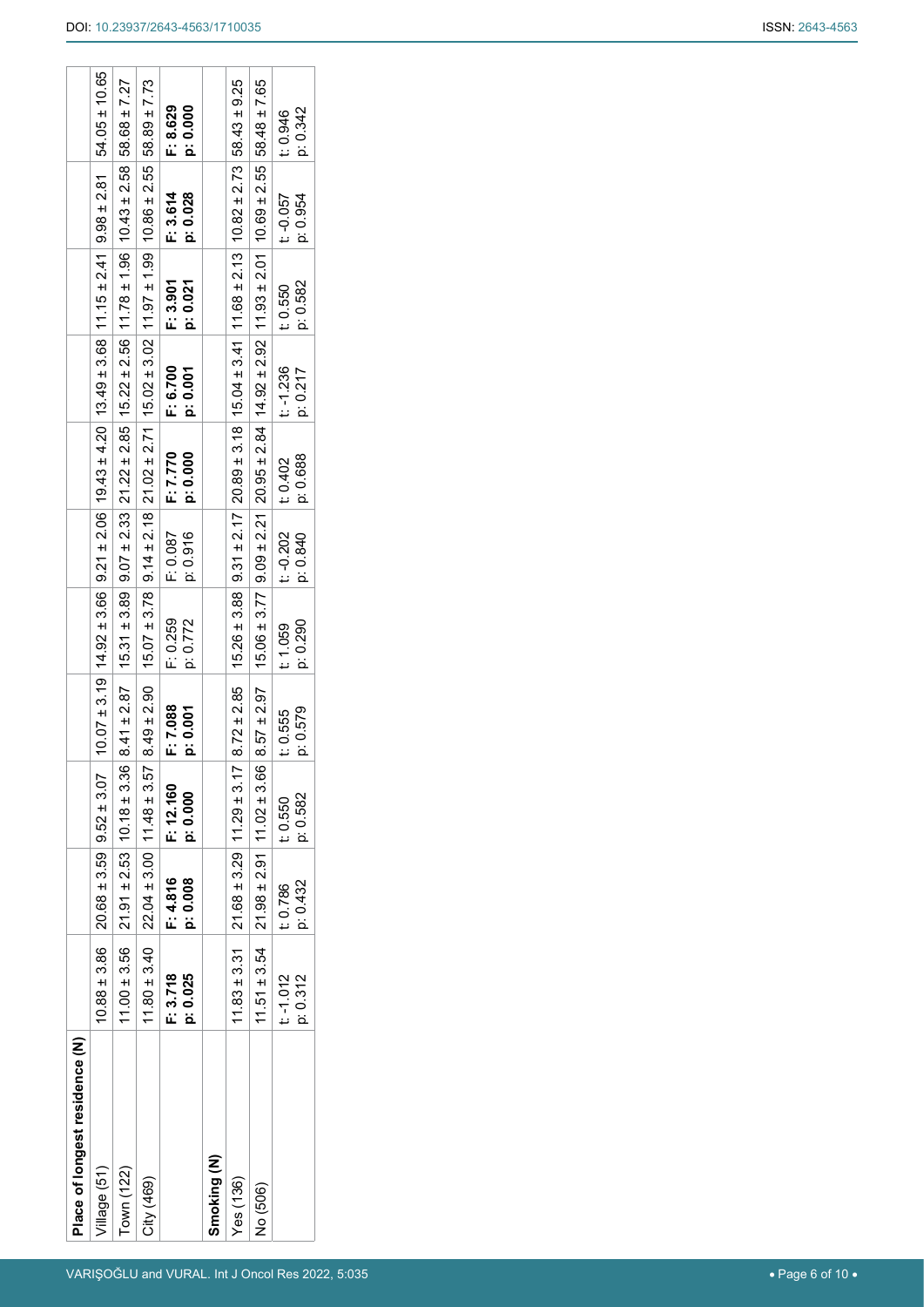| Place of longest residence (N) | | | | | | | | | | |
|---|---|---|---|---|---|---|---|---|---|---|
| Village (51) | 10.88 ± 3.86 | 20.68 ± 3.59 | 9.52 ± 3.07 | 10.07 ± 3.19 | 14.92 ± 3.66 | 9.21 ± 2.06 | 19.43 ± 4.20 | 13.49 ± 3.68 | 11.15 ± 2.41 | 9.98 ± 2.81 | 54.05 ± 10.65 |
| Town (122) | 11.00 ± 3.56 | 21.91 ± 2.53 | 10.18 ± 3.36 | 8.41 ± 2.87 | 15.31 ± 3.89 | 9.07 ± 2.33 | 21.22 ± 2.85 | 15.22 ± 2.56 | 11.78 ± 1.96 | 10.43 ± 2.58 | 58.68 ± 7.27 |
| City (469) | 11.80 ± 3.40 | 22.04 ± 3.00 | 11.48 ± 3.57 | 8.49 ± 2.90 | 15.07 ± 3.78 | 9.14 ± 2.18 | 21.02 ± 2.71 | 15.02 ± 3.02 | 11.97 ± 1.99 | 10.86 ± 2.55 | 58.89 ± 7.73 |
| | **F: 3.718 p: 0.025** | **F: 4.816 p: 0.008** | **F: 12.160 p: 0.000** | **F: 7.088 p: 0.001** | F: 0.259 p: 0.772 | F: 0.087 p: 0.916 | **F: 7.770 p: 0.000** | **F: 6.700 p: 0.001** | **F: 3.901 p: 0.021** | **F: 3.614 p: 0.028** | **F: 8.629 p: 0.000** |
| **Smoking (N)** | | | | | | | | | | | |
| Yes (136) | 11.83 ± 3.31 | 21.68 ± 3.29 | 11.29 ± 3.17 | 8.72 ± 2.85 | 15.26 ± 3.88 | 9.31 ± 2.17 | 20.89 ± 3.18 | 15.04 ± 3.41 | 11.68 ± 2.13 | 10.82 ± 2.73 | 58.43 ± 9.25 |
| No (506) | 11.51 ± 3.54 | 21.98 ± 2.91 | 11.02 ± 3.66 | 8.57 ± 2.97 | 15.06 ± 3.77 | 9.09 ± 2.21 | 20.95 ± 2.84 | 14.92 ± 2.92 | 11.93 ± 2.01 | 10.69 ± 2.55 | 58.48 ± 7.65 |
| | t: -1.012 p: 0.312 | t: 0.786 p: 0.432 | t: 0.550 p: 0.582 | t: 0.555 p: 0.579 | t: 1.059 p: 0.290 | t: -0.202 p: 0.840 | t: 0.402 p: 0.688 | t: -1.236 p: 0.217 | t: 0.550 p: 0.582 | t: -0.057 p: 0.954 | t: 0.946 p: 0.342 |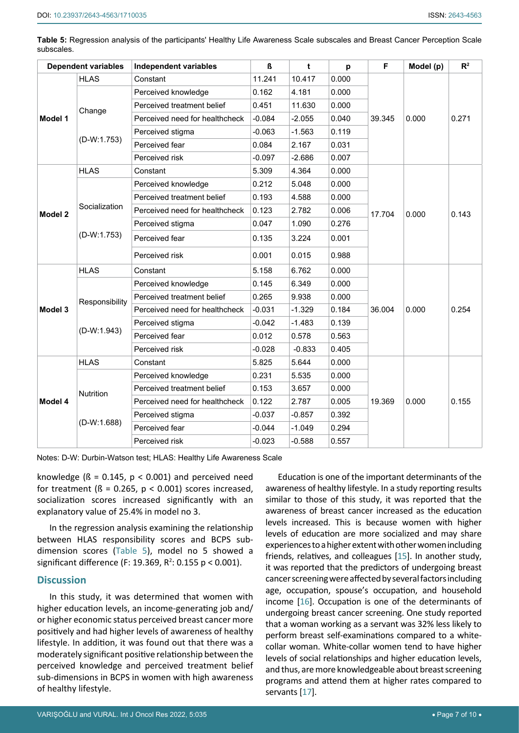**Table 5:** Regression analysis of the participants' Healthy Life Awareness Scale subscales and Breast Cancer Perception Scale subscales.

| Dependent variables | | Independent variables | ß | t | p | F | Model (p) | $R^2$ |
|---|---|---|---|---|---|---|---|---|
| **Model 1** | HLAS | Constant | 11.241 | 10.417 | 0.000 | 39.345 | 0.000 | 0.271 |
| | Change (D-W:1.753) | Perceived knowledge | 0.162 | 4.181 | 0.000 | | | |
| | | Perceived treatment belief | 0.451 | 11.630 | 0.000 | | | |
| | | Perceived need for healthcheck | -0.084 | -2.055 | 0.040 | | | |
| | | Perceived stigma | -0.063 | -1.563 | 0.119 | | | |
| | | Perceived fear | 0.084 | 2.167 | 0.031 | | | |
| | | Perceived risk | -0.097 | -2.686 | 0.007 | | | |
| **Model 2** | HLAS | Constant | 5.309 | 4.364 | 0.000 | 17.704 | 0.000 | 0.143 |
| | Socialization (D-W:1.753) | Perceived knowledge | 0.212 | 5.048 | 0.000 | | | |
| | | Perceived treatment belief | 0.193 | 4.588 | 0.000 | | | |
| | | Perceived need for healthcheck | 0.123 | 2.782 | 0.006 | | | |
| | | Perceived stigma | 0.047 | 1.090 | 0.276 | | | |
| | | Perceived fear | 0.135 | 3.224 | 0.001 | | | |
| | | Perceived risk | 0.001 | 0.015 | 0.988 | | | |
| **Model 3** | HLAS | Constant | 5.158 | 6.762 | 0.000 | 36.004 | 0.000 | 0.254 |
| | Responsibility (D-W:1.943) | Perceived knowledge | 0.145 | 6.349 | 0.000 | | | |
| | | Perceived treatment belief | 0.265 | 9.938 | 0.000 | | | |
| | | Perceived need for healthcheck | -0.031 | -1.329 | 0.184 | | | |
| | | Perceived stigma | -0.042 | -1.483 | 0.139 | | | |
| | | Perceived fear | 0.012 | 0.578 | 0.563 | | | |
| | | Perceived risk | -0.028 | -0.833 | 0.405 | | | |
| **Model 4** | HLAS | Constant | 5.825 | 5.644 | 0.000 | 19.369 | 0.000 | 0.155 |
| | Nutrition (D-W:1.688) | Perceived knowledge | 0.231 | 5.535 | 0.000 | | | |
| | | Perceived treatment belief | 0.153 | 3.657 | 0.000 | | | |
| | | Perceived need for healthcheck | 0.122 | 2.787 | 0.005 | | | |
| | | Perceived stigma | -0.037 | -0.857 | 0.392 | | | |
| | | Perceived fear | -0.044 | -1.049 | 0.294 | | | |
| | | Perceived risk | -0.023 | -0.588 | 0.557 | | | |

Notes: D-W: Durbin-Watson test; HLAS: Healthy Life Awareness Scale

knowledge (ß = 0.145, $p < 0.001$) and perceived need for treatment (ß = 0.265, $p < 0.001$) scores increased, socialization scores increased significantly with an explanatory value of 25.4% in model no 3.

In the regression analysis examining the relationship between HLAS responsibility scores and BCPS sub-dimension scores (Table 5), model no 5 showed a significant difference (F: 19.369, $R^2$: 0.155 $p < 0.001$).

## Discussion

In this study, it was determined that women with higher education levels, an income-generating job and/or higher economic status perceived breast cancer more positively and had higher levels of awareness of healthy lifestyle. In addition, it was found out that there was a moderately significant positive relationship between the perceived knowledge and perceived treatment belief sub-dimensions in BCPS in women with high awareness of healthy lifestyle.

Education is one of the important determinants of the awareness of healthy lifestyle. In a study reporting results similar to those of this study, it was reported that the awareness of breast cancer increased as the education levels increased. This is because women with higher levels of education are more socialized and may share experiences to a higher extent with other women including friends, relatives, and colleagues [15]. In another study, it was reported that the predictors of undergoing breast cancer screening were affected by several factors including age, occupation, spouse's occupation, and household income [16]. Occupation is one of the determinants of undergoing breast cancer screening. One study reported that a woman working as a servant was 32% less likely to perform breast self-examinations compared to a white-collar woman. White-collar women tend to have higher levels of social relationships and higher education levels, and thus, are more knowledgeable about breast screening programs and attend them at higher rates compared to servants [17].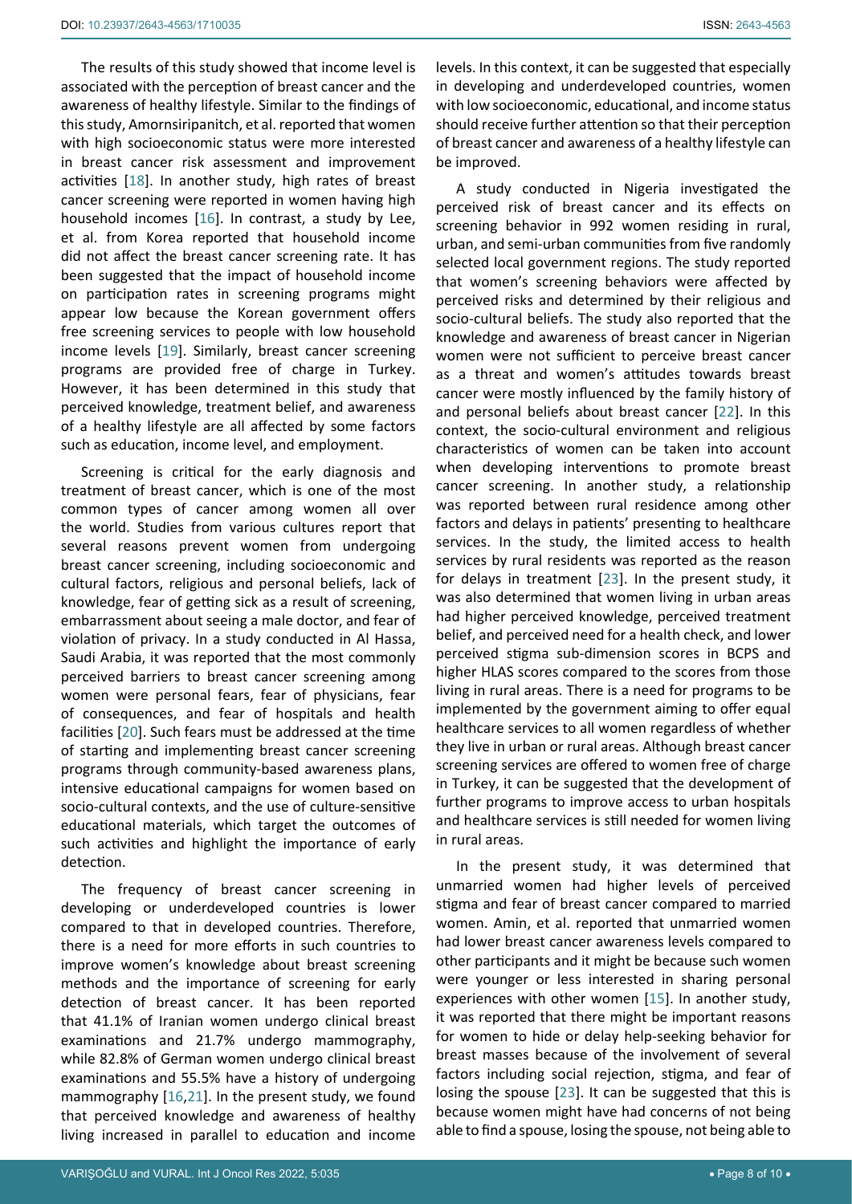The results of this study showed that income level is associated with the perception of breast cancer and the awareness of healthy lifestyle. Similar to the findings of this study, Amornsiripanitch, et al. reported that women with high socioeconomic status were more interested in breast cancer risk assessment and improvement activities [18]. In another study, high rates of breast cancer screening were reported in women having high household incomes [16]. In contrast, a study by Lee, et al. from Korea reported that household income did not affect the breast cancer screening rate. It has been suggested that the impact of household income on participation rates in screening programs might appear low because the Korean government offers free screening services to people with low household income levels [19]. Similarly, breast cancer screening programs are provided free of charge in Turkey. However, it has been determined in this study that perceived knowledge, treatment belief, and awareness of a healthy lifestyle are all affected by some factors such as education, income level, and employment.

Screening is critical for the early diagnosis and treatment of breast cancer, which is one of the most common types of cancer among women all over the world. Studies from various cultures report that several reasons prevent women from undergoing breast cancer screening, including socioeconomic and cultural factors, religious and personal beliefs, lack of knowledge, fear of getting sick as a result of screening, embarrassment about seeing a male doctor, and fear of violation of privacy. In a study conducted in Al Hassa, Saudi Arabia, it was reported that the most commonly perceived barriers to breast cancer screening among women were personal fears, fear of physicians, fear of consequences, and fear of hospitals and health facilities [20]. Such fears must be addressed at the time of starting and implementing breast cancer screening programs through community-based awareness plans, intensive educational campaigns for women based on socio-cultural contexts, and the use of culture-sensitive educational materials, which target the outcomes of such activities and highlight the importance of early detection.

The frequency of breast cancer screening in developing or underdeveloped countries is lower compared to that in developed countries. Therefore, there is a need for more efforts in such countries to improve women's knowledge about breast screening methods and the importance of screening for early detection of breast cancer. It has been reported that 41.1% of Iranian women undergo clinical breast examinations and 21.7% undergo mammography, while 82.8% of German women undergo clinical breast examinations and 55.5% have a history of undergoing mammography [16,21]. In the present study, we found that perceived knowledge and awareness of healthy living increased in parallel to education and income levels. In this context, it can be suggested that especially in developing and underdeveloped countries, women with low socioeconomic, educational, and income status should receive further attention so that their perception of breast cancer and awareness of a healthy lifestyle can be improved.

A study conducted in Nigeria investigated the perceived risk of breast cancer and its effects on screening behavior in 992 women residing in rural, urban, and semi-urban communities from five randomly selected local government regions. The study reported that women's screening behaviors were affected by perceived risks and determined by their religious and socio-cultural beliefs. The study also reported that the knowledge and awareness of breast cancer in Nigerian women were not sufficient to perceive breast cancer as a threat and women's attitudes towards breast cancer were mostly influenced by the family history of and personal beliefs about breast cancer [22]. In this context, the socio-cultural environment and religious characteristics of women can be taken into account when developing interventions to promote breast cancer screening. In another study, a relationship was reported between rural residence among other factors and delays in patients' presenting to healthcare services. In the study, the limited access to health services by rural residents was reported as the reason for delays in treatment [23]. In the present study, it was also determined that women living in urban areas had higher perceived knowledge, perceived treatment belief, and perceived need for a health check, and lower perceived stigma sub-dimension scores in BCPS and higher HLAS scores compared to the scores from those living in rural areas. There is a need for programs to be implemented by the government aiming to offer equal healthcare services to all women regardless of whether they live in urban or rural areas. Although breast cancer screening services are offered to women free of charge in Turkey, it can be suggested that the development of further programs to improve access to urban hospitals and healthcare services is still needed for women living in rural areas.

In the present study, it was determined that unmarried women had higher levels of perceived stigma and fear of breast cancer compared to married women. Amin, et al. reported that unmarried women had lower breast cancer awareness levels compared to other participants and it might be because such women were younger or less interested in sharing personal experiences with other women [15]. In another study, it was reported that there might be important reasons for women to hide or delay help-seeking behavior for breast masses because of the involvement of several factors including social rejection, stigma, and fear of losing the spouse [23]. It can be suggested that this is because women might have had concerns of not being able to find a spouse, losing the spouse, not being able to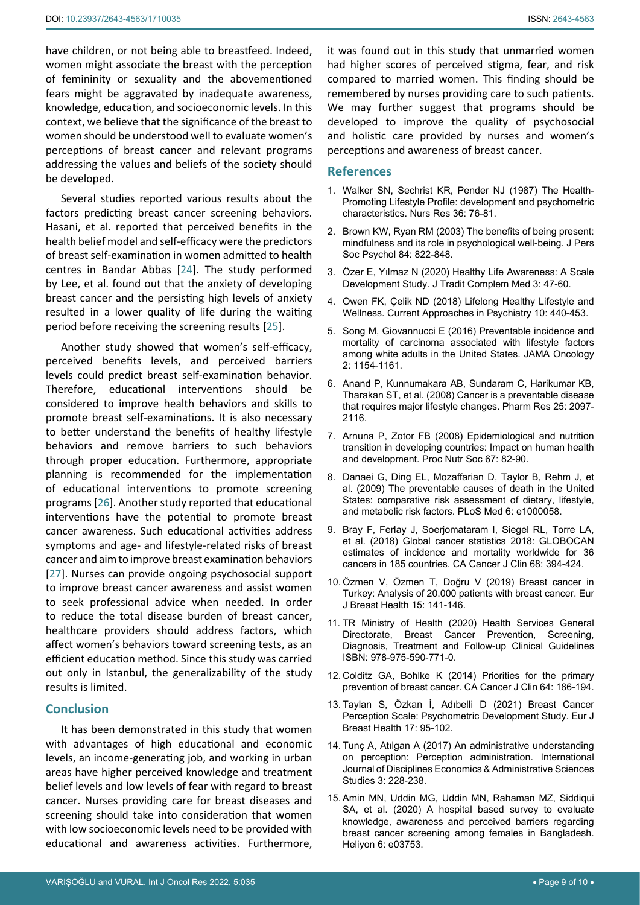have children, or not being able to breastfeed. Indeed, women might associate the breast with the perception of femininity or sexuality and the abovementioned fears might be aggravated by inadequate awareness, knowledge, education, and socioeconomic levels. In this context, we believe that the significance of the breast to women should be understood well to evaluate women's perceptions of breast cancer and relevant programs addressing the values and beliefs of the society should be developed.

Several studies reported various results about the factors predicting breast cancer screening behaviors. Hasani, et al. reported that perceived benefits in the health belief model and self-efficacy were the predictors of breast self-examination in women admitted to health centres in Bandar Abbas [24]. The study performed by Lee, et al. found out that the anxiety of developing breast cancer and the persisting high levels of anxiety resulted in a lower quality of life during the waiting period before receiving the screening results [25].

Another study showed that women's self-efficacy, perceived benefits levels, and perceived barriers levels could predict breast self-examination behavior. Therefore, educational interventions should be considered to improve health behaviors and skills to promote breast self-examinations. It is also necessary to better understand the benefits of healthy lifestyle behaviors and remove barriers to such behaviors through proper education. Furthermore, appropriate planning is recommended for the implementation of educational interventions to promote screening programs [26]. Another study reported that educational interventions have the potential to promote breast cancer awareness. Such educational activities address symptoms and age- and lifestyle-related risks of breast cancer and aim to improve breast examination behaviors [27]. Nurses can provide ongoing psychosocial support to improve breast cancer awareness and assist women to seek professional advice when needed. In order to reduce the total disease burden of breast cancer, healthcare providers should address factors, which affect women's behaviors toward screening tests, as an efficient education method. Since this study was carried out only in Istanbul, the generalizability of the study results is limited.

## Conclusion

It has been demonstrated in this study that women with advantages of high educational and economic levels, an income-generating job, and working in urban areas have higher perceived knowledge and treatment belief levels and low levels of fear with regard to breast cancer. Nurses providing care for breast diseases and screening should take into consideration that women with low socioeconomic levels need to be provided with educational and awareness activities. Furthermore, it was found out in this study that unmarried women had higher scores of perceived stigma, fear, and risk compared to married women. This finding should be remembered by nurses providing care to such patients. We may further suggest that programs should be developed to improve the quality of psychosocial and holistic care provided by nurses and women's perceptions and awareness of breast cancer.

## References

1. Walker SN, Sechrist KR, Pender NJ (1987) The Health-Promoting Lifestyle Profile: development and psychometric characteristics. Nurs Res 36: 76-81.
2. Brown KW, Ryan RM (2003) The benefits of being present: mindfulness and its role in psychological well-being. J Pers Soc Psychol 84: 822-848.
3. Özer E, Yılmaz N (2020) Healthy Life Awareness: A Scale Development Study. J Tradit Complem Med 3: 47-60.
4. Owen FK, Çelik ND (2018) Lifelong Healthy Lifestyle and Wellness. Current Approaches in Psychiatry 10: 440-453.
5. Song M, Giovannucci E (2016) Preventable incidence and mortality of carcinoma associated with lifestyle factors among white adults in the United States. JAMA Oncology 2: 1154-1161.
6. Anand P, Kunnumakara AB, Sundaram C, Harikumar KB, Tharakan ST, et al. (2008) Cancer is a preventable disease that requires major lifestyle changes. Pharm Res 25: 2097-2116.
7. Arnuna P, Zotor FB (2008) Epidemiological and nutrition transition in developing countries: Impact on human health and development. Proc Nutr Soc 67: 82-90.
8. Danaei G, Ding EL, Mozaffarian D, Taylor B, Rehm J, et al. (2009) The preventable causes of death in the United States: comparative risk assessment of dietary, lifestyle, and metabolic risk factors. PLoS Med 6: e1000058.
9. Bray F, Ferlay J, Soerjomataram I, Siegel RL, Torre LA, et al. (2018) Global cancer statistics 2018: GLOBOCAN estimates of incidence and mortality worldwide for 36 cancers in 185 countries. CA Cancer J Clin 68: 394-424.
10. Özmen V, Özmen T, Doğru V (2019) Breast cancer in Turkey: Analysis of 20.000 patients with breast cancer. Eur J Breast Health 15: 141-146.
11. TR Ministry of Health (2020) Health Services General Directorate, Breast Cancer Prevention, Screening, Diagnosis, Treatment and Follow-up Clinical Guidelines ISBN: 978-975-590-771-0.
12. Colditz GA, Bohlke K (2014) Priorities for the primary prevention of breast cancer. CA Cancer J Clin 64: 186-194.
13. Taylan S, Özkan İ, Adıbelli D (2021) Breast Cancer Perception Scale: Psychometric Development Study. Eur J Breast Health 17: 95-102.
14. Tunç A, Atılgan A (2017) An administrative understanding on perception: Perception administration. International Journal of Disciplines Economics & Administrative Sciences Studies 3: 228-238.
15. Amin MN, Uddin MG, Uddin MN, Rahaman MZ, Siddiqui SA, et al. (2020) A hospital based survey to evaluate knowledge, awareness and perceived barriers regarding breast cancer screening among females in Bangladesh. Heliyon 6: e03753.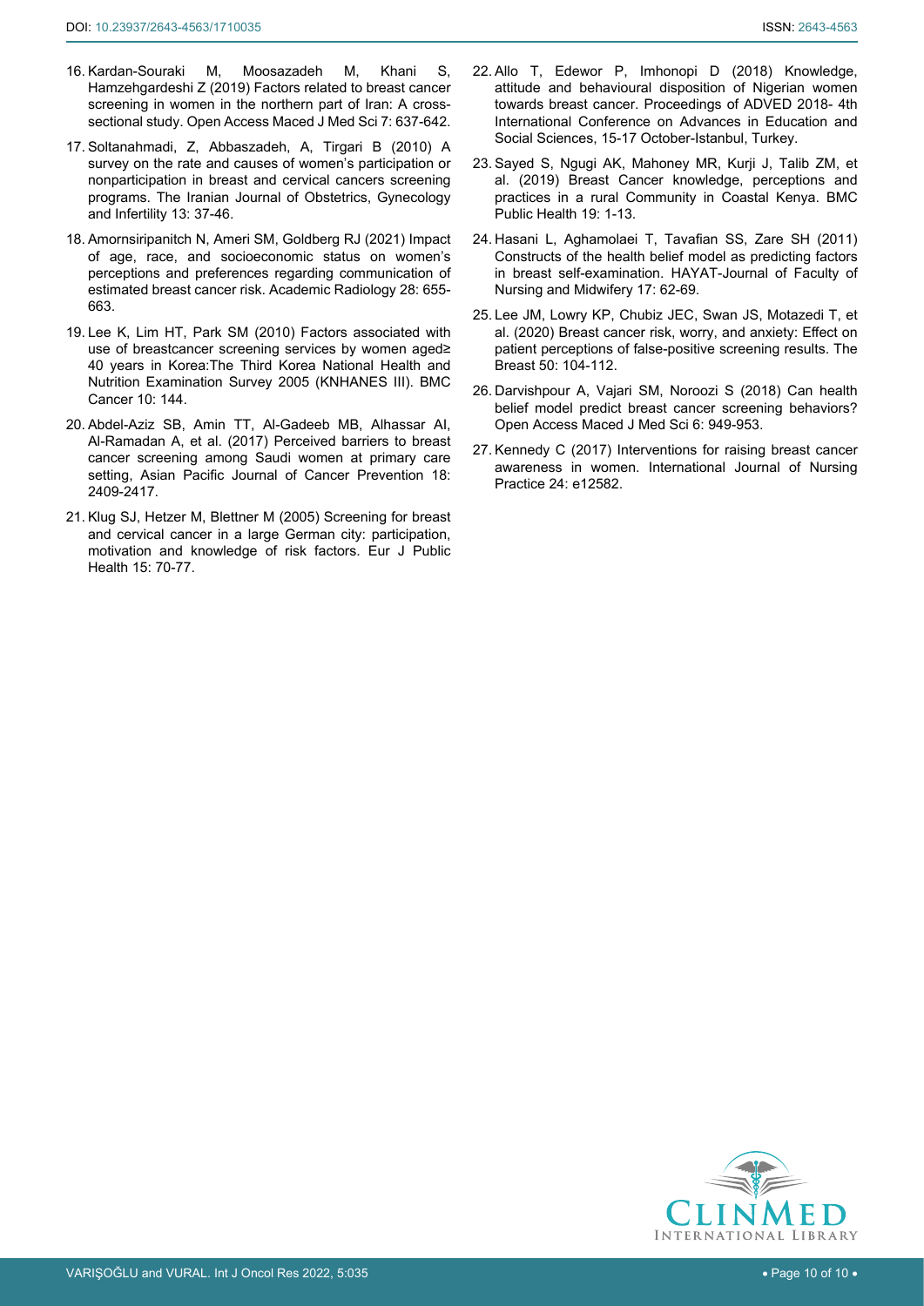16. Kardan-Souraki M, Moosazadeh M, Khani S, Hamzehgardeshi Z (2019) Factors related to breast cancer screening in women in the northern part of Iran: A cross-sectional study. Open Access Maced J Med Sci 7: 637-642.
17. Soltanahmadi, Z, Abbaszadeh, A, Tirgari B (2010) A survey on the rate and causes of women's participation or nonparticipation in breast and cervical cancers screening programs. The Iranian Journal of Obstetrics, Gynecology and Infertility 13: 37-46.
18. Amornsiripanitch N, Ameri SM, Goldberg RJ (2021) Impact of age, race, and socioeconomic status on women's perceptions and preferences regarding communication of estimated breast cancer risk. Academic Radiology 28: 655-663.
19. Lee K, Lim HT, Park SM (2010) Factors associated with use of breastcancer screening services by women aged≥ 40 years in Korea:The Third Korea National Health and Nutrition Examination Survey 2005 (KNHANES III). BMC Cancer 10: 144.
20. Abdel-Aziz SB, Amin TT, Al-Gadeeb MB, Alhassar AI, Al-Ramadan A, et al. (2017) Perceived barriers to breast cancer screening among Saudi women at primary care setting, Asian Pacific Journal of Cancer Prevention 18: 2409-2417.
21. Klug SJ, Hetzer M, Blettner M (2005) Screening for breast and cervical cancer in a large German city: participation, motivation and knowledge of risk factors. Eur J Public Health 15: 70-77.
22. Allo T, Edewor P, Imhonopi D (2018) Knowledge, attitude and behavioural disposition of Nigerian women towards breast cancer. Proceedings of ADVED 2018- 4th International Conference on Advances in Education and Social Sciences, 15-17 October-Istanbul, Turkey.
23. Sayed S, Ngugi AK, Mahoney MR, Kurji J, Talib ZM, et al. (2019) Breast Cancer knowledge, perceptions and practices in a rural Community in Coastal Kenya. BMC Public Health 19: 1-13.
24. Hasani L, Aghamolaei T, Tavafian SS, Zare SH (2011) Constructs of the health belief model as predicting factors in breast self-examination. HAYAT-Journal of Faculty of Nursing and Midwifery 17: 62-69.
25. Lee JM, Lowry KP, Chubiz JEC, Swan JS, Motazedi T, et al. (2020) Breast cancer risk, worry, and anxiety: Effect on patient perceptions of false-positive screening results. The Breast 50: 104-112.
26. Darvishpour A, Vajari SM, Noroozi S (2018) Can health belief model predict breast cancer screening behaviors? Open Access Maced J Med Sci 6: 949-953.
27. Kennedy C (2017) Interventions for raising breast cancer awareness in women. International Journal of Nursing Practice 24: e12582.